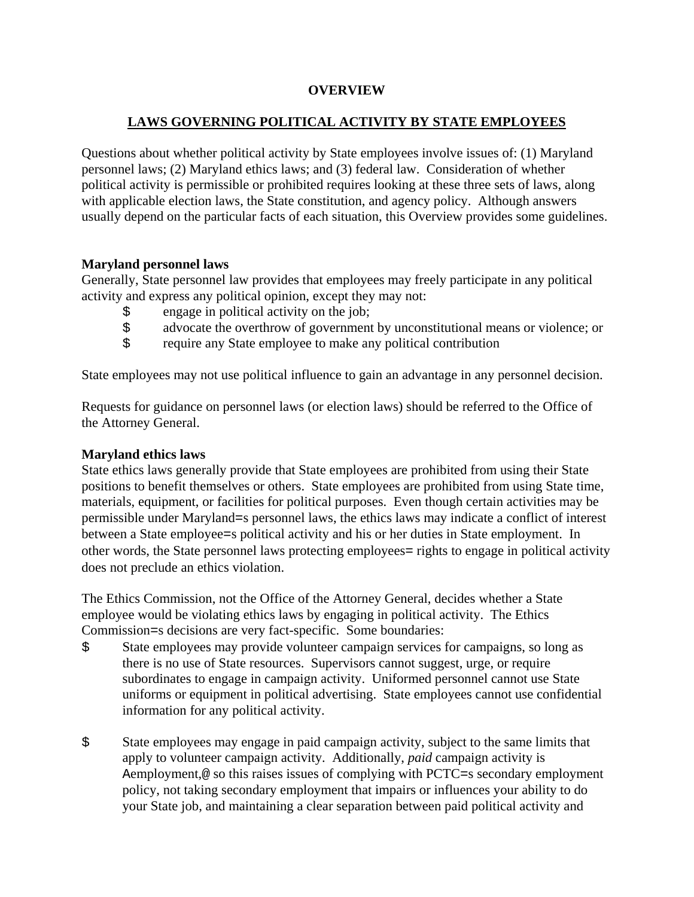**OVERVIEW**

**LAWS GOVERNING POLITICAL ACTIVITY BY STATE EMPLOYEES**

Questions about whether political activity by State employees involve issues of: (1) Maryland personnel laws; (2) Maryland ethics laws; and (3) federal law. Consideration of whether political activity is permissible or prohibited requires looking at these three sets of laws, along with applicable election laws, the State constitution, and agency policy. Although answers usually depend on the particular facts of each situation, this Overview provides some guidelines.

**Maryland personnel laws**

Generally, State personnel law provides that employees may freely participate in any political activity and express any political opinion, except they may not:

- engage in political activity on the job;
- advocate the overthrow of government by unconstitutional means or violence; or
- require any State employee to make any political contribution

State employees may not use political influence to gain an advantage in any personnel decision.

Requests for guidance on personnel laws (or election laws) should be referred to the Office of the Attorney General.

**Maryland ethics laws**

State ethics laws generally provide that State employees are prohibited from using their State positions to benefit themselves or others. State employees are prohibited from using State time, materials, equipment, or facilities for political purposes. Even though certain activities may be permissible under Maryland=s personnel laws, the ethics laws may indicate a conflict of interest between a State employee=s political activity and his or her duties in State employment. In other words, the State personnel laws protecting employees= rights to engage in political activity does not preclude an ethics violation.

The Ethics Commission, not the Office of the Attorney General, decides whether a State employee would be violating ethics laws by engaging in political activity. The Ethics Commission=s decisions are very fact-specific. Some boundaries:

- State employees may provide volunteer campaign services for campaigns, so long as there is no use of State resources. Supervisors cannot suggest, urge, or require subordinates to engage in campaign activity. Uniformed personnel cannot use State uniforms or equipment in political advertising. State employees cannot use confidential information for any political activity.

- State employees may engage in paid campaign activity, subject to the same limits that apply to volunteer campaign activity. Additionally, *paid* campaign activity is Aemployment,@ so this raises issues of complying with PCTC=s secondary employment policy, not taking secondary employment that impairs or influences your ability to do your State job, and maintaining a clear separation between paid political activity and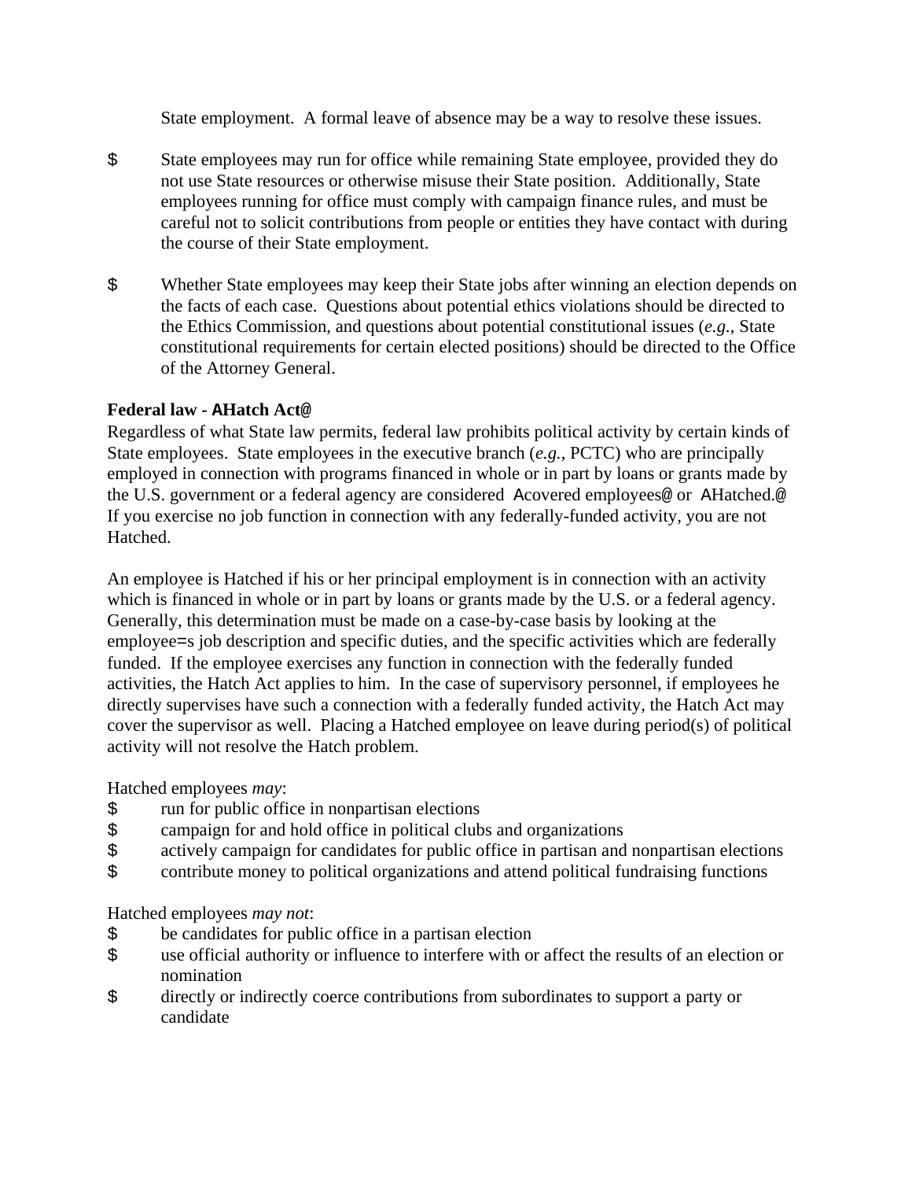State employment. A formal leave of absence may be a way to resolve these issues.

- State employees may run for office while remaining State employee, provided they do not use State resources or otherwise misuse their State position. Additionally, State employees running for office must comply with campaign finance rules, and must be careful not to solicit contributions from people or entities they have contact with during the course of their State employment.
- Whether State employees may keep their State jobs after winning an election depends on the facts of each case. Questions about potential ethics violations should be directed to the Ethics Commission, and questions about potential constitutional issues (*e.g.*, State constitutional requirements for certain elected positions) should be directed to the Office of the Attorney General.

**Federal law - AHatch Act@**

Regardless of what State law permits, federal law prohibits political activity by certain kinds of State employees. State employees in the executive branch (*e.g.*, PCTC) who are principally employed in connection with programs financed in whole or in part by loans or grants made by the U.S. government or a federal agency are considered Acovered employees@ or AHatched.@ If you exercise no job function in connection with any federally-funded activity, you are not Hatched.

An employee is Hatched if his or her principal employment is in connection with an activity which is financed in whole or in part by loans or grants made by the U.S. or a federal agency. Generally, this determination must be made on a case-by-case basis by looking at the employee=s job description and specific duties, and the specific activities which are federally funded. If the employee exercises any function in connection with the federally funded activities, the Hatch Act applies to him. In the case of supervisory personnel, if employees he directly supervises have such a connection with a federally funded activity, the Hatch Act may cover the supervisor as well. Placing a Hatched employee on leave during period(s) of political activity will not resolve the Hatch problem.

Hatched employees *may*:

- run for public office in nonpartisan elections
- campaign for and hold office in political clubs and organizations
- actively campaign for candidates for public office in partisan and nonpartisan elections
- contribute money to political organizations and attend political fundraising functions

Hatched employees *may not*:

- be candidates for public office in a partisan election
- use official authority or influence to interfere with or affect the results of an election or nomination
- directly or indirectly coerce contributions from subordinates to support a party or candidate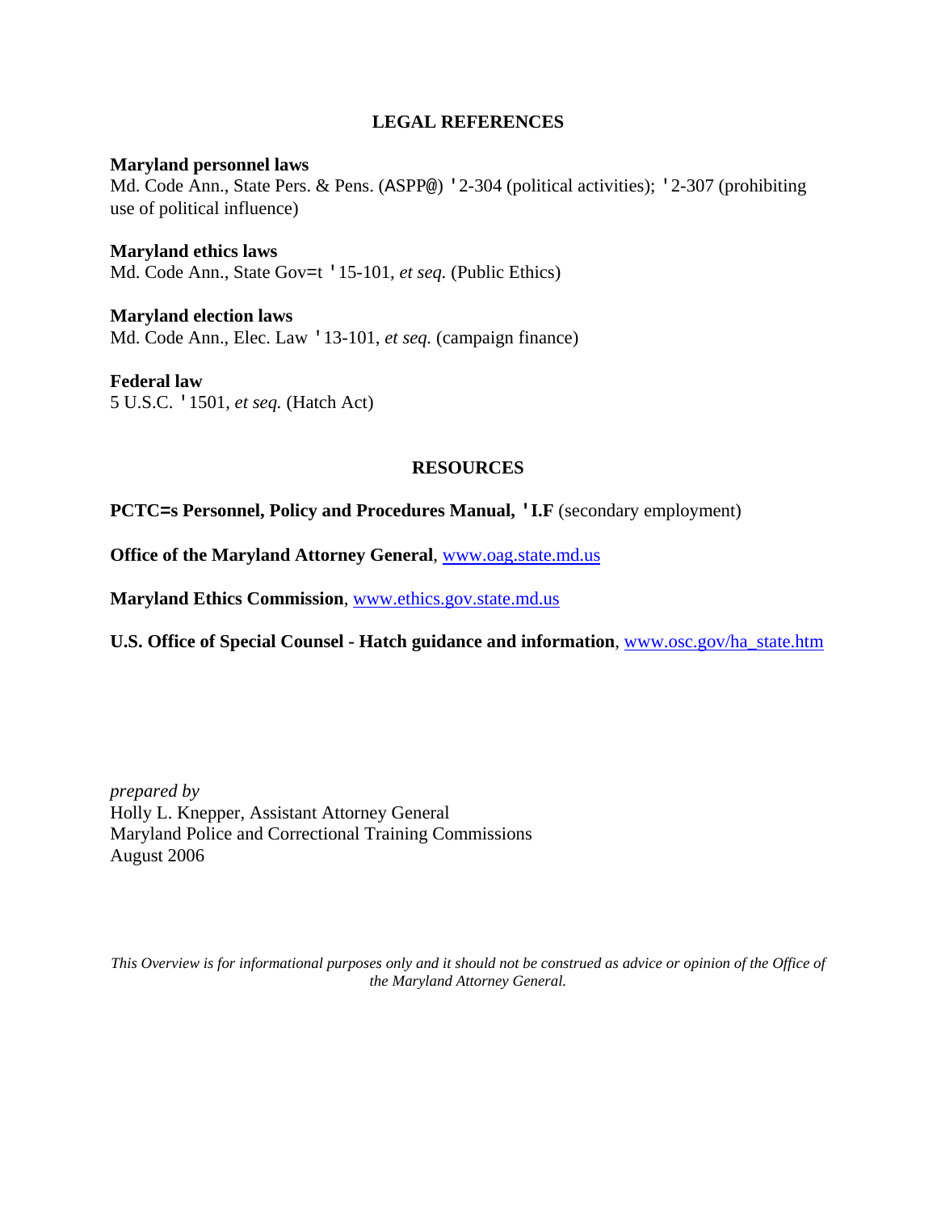## LEGAL REFERENCES

**Maryland personnel laws**
Md. Code Ann., State Pers. & Pens. (ASPP@) '2-304 (political activities); '2-307 (prohibiting use of political influence)

**Maryland ethics laws**
Md. Code Ann., State Gov=t '15-101, *et seq.* (Public Ethics)

**Maryland election laws**
Md. Code Ann., Elec. Law '13-101, *et seq.* (campaign finance)

**Federal law**
5 U.S.C. '1501, *et seq.* (Hatch Act)

## RESOURCES

**PCTC=s Personnel, Policy and Procedures Manual, 'I.F** (secondary employment)

**Office of the Maryland Attorney General**, www.oag.state.md.us

**Maryland Ethics Commission**, www.ethics.gov.state.md.us

**U.S. Office of Special Counsel - Hatch guidance and information**, www.osc.gov/ha_state.htm

*prepared by*
Holly L. Knepper, Assistant Attorney General
Maryland Police and Correctional Training Commissions
August 2006

*This Overview is for informational purposes only and it should not be construed as advice or opinion of the Office of the Maryland Attorney General.*